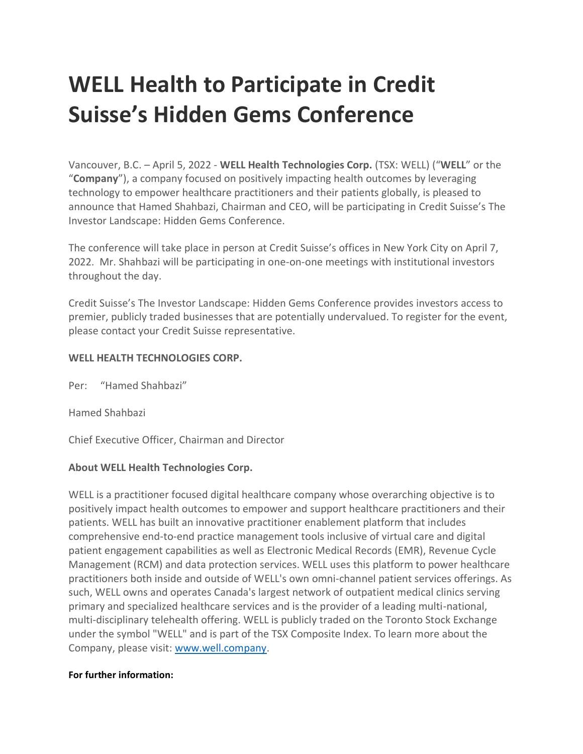# WELL Health to Participate in Credit Suisse's Hidden Gems Conference

Vancouver, B.C. – April 5, 2022 - **WELL Health Technologies Corp.** (TSX: WELL) ("**WELL**" or the "**Company**"), a company focused on positively impacting health outcomes by leveraging technology to empower healthcare practitioners and their patients globally, is pleased to announce that Hamed Shahbazi, Chairman and CEO, will be participating in Credit Suisse's The Investor Landscape: Hidden Gems Conference.

The conference will take place in person at Credit Suisse's offices in New York City on April 7, 2022. Mr. Shahbazi will be participating in one-on-one meetings with institutional investors throughout the day.

Credit Suisse's The Investor Landscape: Hidden Gems Conference provides investors access to premier, publicly traded businesses that are potentially undervalued. To register for the event, please contact your Credit Suisse representative.

**WELL HEALTH TECHNOLOGIES CORP.**

Per: "Hamed Shahbazi"

Hamed Shahbazi

Chief Executive Officer, Chairman and Director

**About WELL Health Technologies Corp.**

WELL is a practitioner focused digital healthcare company whose overarching objective is to positively impact health outcomes to empower and support healthcare practitioners and their patients. WELL has built an innovative practitioner enablement platform that includes comprehensive end-to-end practice management tools inclusive of virtual care and digital patient engagement capabilities as well as Electronic Medical Records (EMR), Revenue Cycle Management (RCM) and data protection services. WELL uses this platform to power healthcare practitioners both inside and outside of WELL's own omni-channel patient services offerings. As such, WELL owns and operates Canada's largest network of outpatient medical clinics serving primary and specialized healthcare services and is the provider of a leading multi-national, multi-disciplinary telehealth offering. WELL is publicly traded on the Toronto Stock Exchange under the symbol "WELL" and is part of the TSX Composite Index. To learn more about the Company, please visit: [www.well.company](www.well.company).

**For further information:**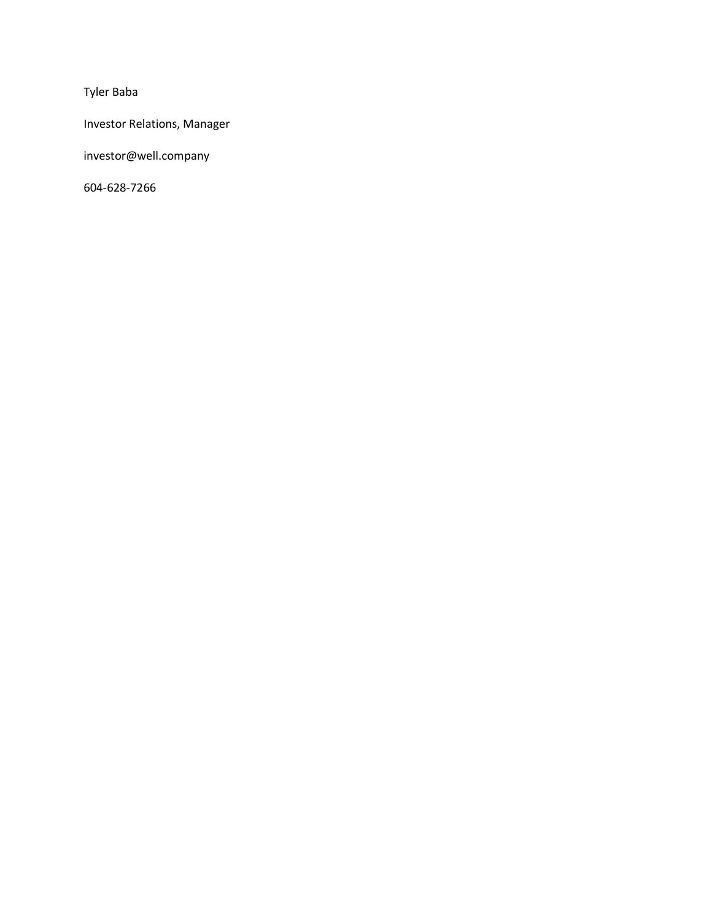Tyler Baba

Investor Relations, Manager

investor@well.company

604-628-7266